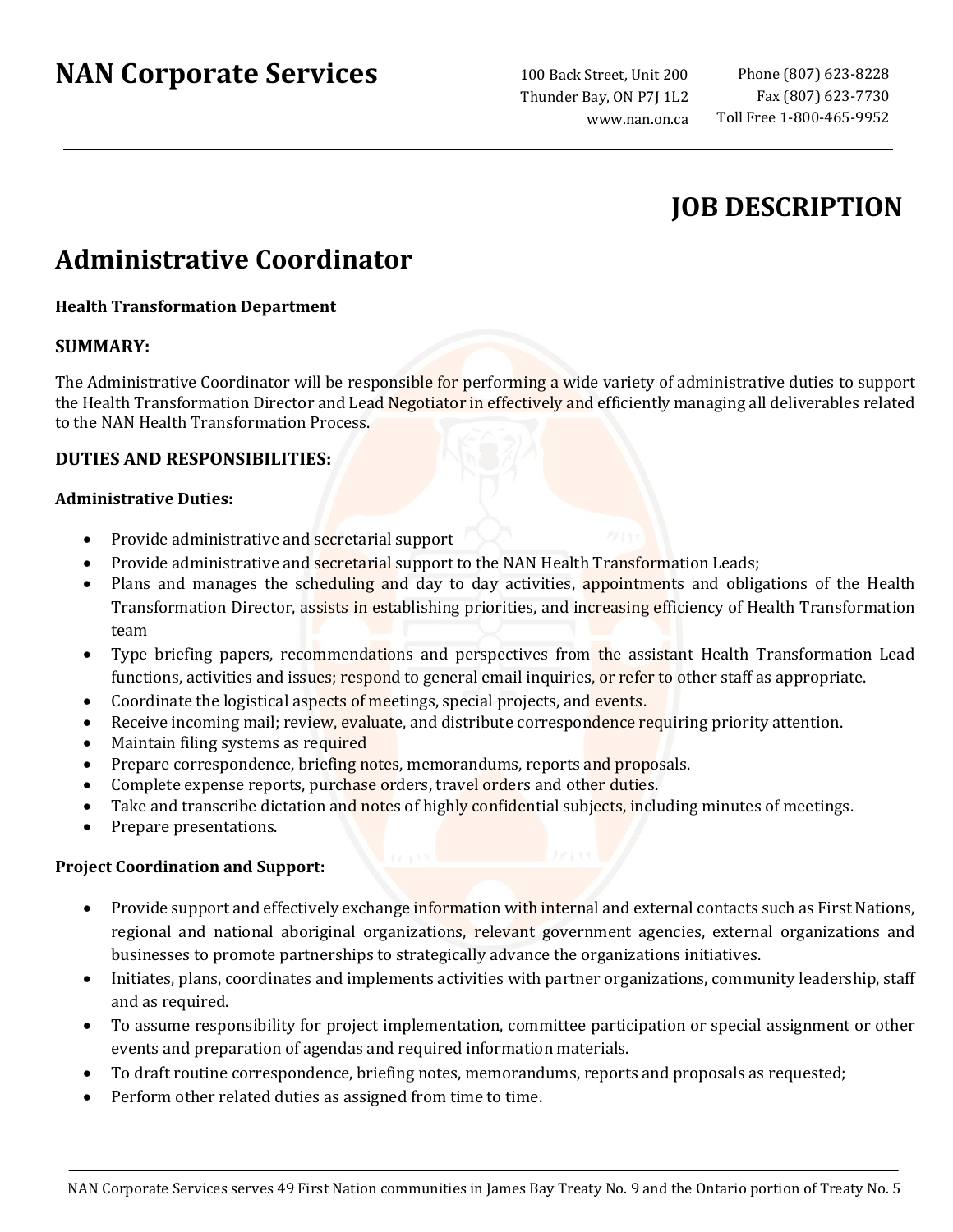# NAN Corporate Services

100 Back Street, Unit 200
Thunder Bay, ON P7J 1L2
www.nan.on.ca

Phone (807) 623-8228
Fax (807) 623-7730
Toll Free 1-800-465-9952

## JOB DESCRIPTION

# Administrative Coordinator

**Health Transformation Department**

### SUMMARY:

The Administrative Coordinator will be responsible for performing a wide variety of administrative duties to support the Health Transformation Director and Lead Negotiator in effectively and efficiently managing all deliverables related to the NAN Health Transformation Process.

### DUTIES AND RESPONSIBILITIES:

**Administrative Duties:**

- Provide administrative and secretarial support
- Provide administrative and secretarial support to the NAN Health Transformation Leads;
- Plans and manages the scheduling and day to day activities, appointments and obligations of the Health Transformation Director, assists in establishing priorities, and increasing efficiency of Health Transformation team
- Type briefing papers, recommendations and perspectives from the assistant Health Transformation Lead functions, activities and issues; respond to general email inquiries, or refer to other staff as appropriate.
- Coordinate the logistical aspects of meetings, special projects, and events.
- Receive incoming mail; review, evaluate, and distribute correspondence requiring priority attention.
- Maintain filing systems as required
- Prepare correspondence, briefing notes, memorandums, reports and proposals.
- Complete expense reports, purchase orders, travel orders and other duties.
- Take and transcribe dictation and notes of highly confidential subjects, including minutes of meetings.
- Prepare presentations.

**Project Coordination and Support:**

- Provide support and effectively exchange information with internal and external contacts such as First Nations, regional and national aboriginal organizations, relevant government agencies, external organizations and businesses to promote partnerships to strategically advance the organizations initiatives.
- Initiates, plans, coordinates and implements activities with partner organizations, community leadership, staff and as required.
- To assume responsibility for project implementation, committee participation or special assignment or other events and preparation of agendas and required information materials.
- To draft routine correspondence, briefing notes, memorandums, reports and proposals as requested;
- Perform other related duties as assigned from time to time.

NAN Corporate Services serves 49 First Nation communities in James Bay Treaty No. 9 and the Ontario portion of Treaty No. 5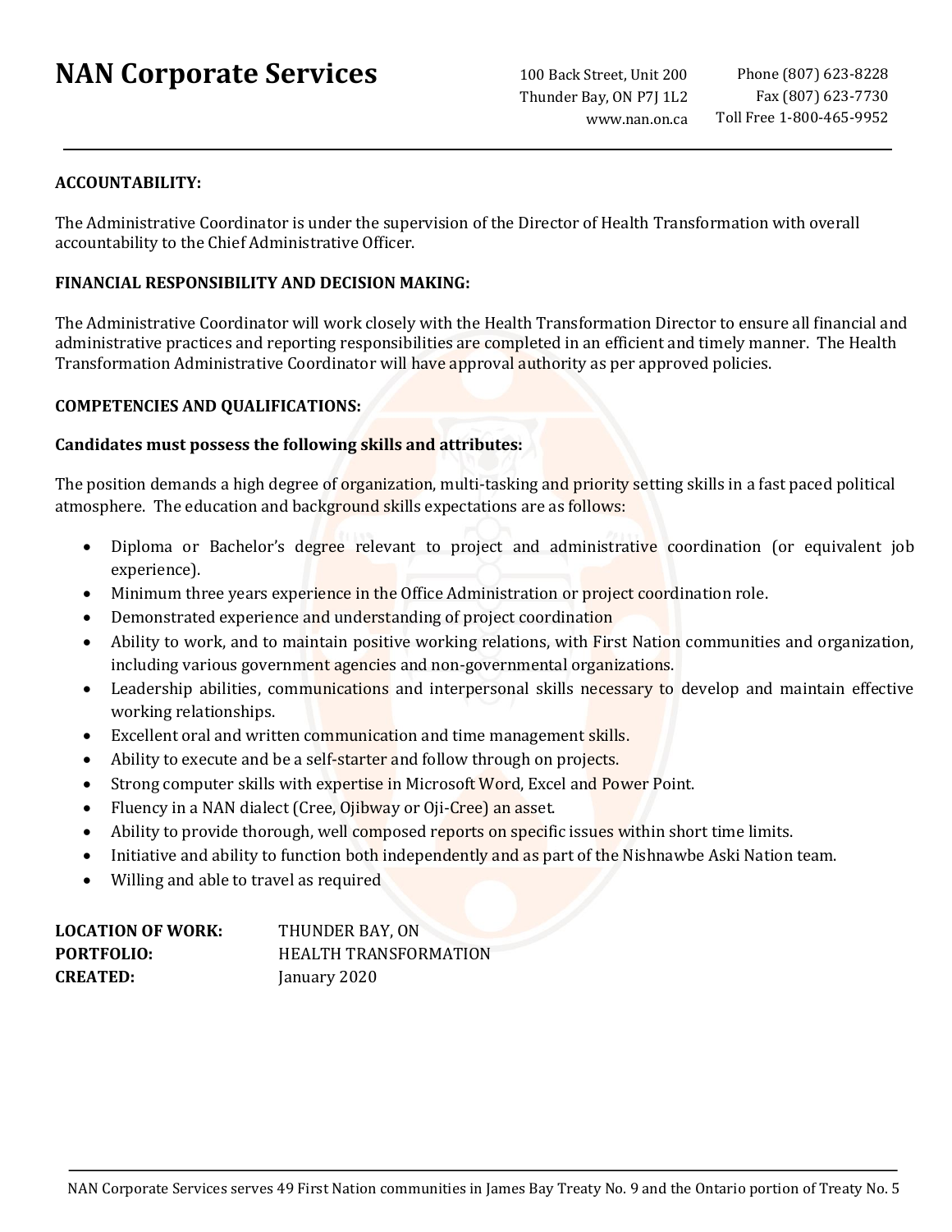**ACCOUNTABILITY:**

The Administrative Coordinator is under the supervision of the Director of Health Transformation with overall accountability to the Chief Administrative Officer.

**FINANCIAL RESPONSIBILITY AND DECISION MAKING:**

The Administrative Coordinator will work closely with the Health Transformation Director to ensure all financial and administrative practices and reporting responsibilities are completed in an efficient and timely manner. The Health Transformation Administrative Coordinator will have approval authority as per approved policies.

**COMPETENCIES AND QUALIFICATIONS:**

**Candidates must possess the following skills and attributes:**

The position demands a high degree of organization, multi-tasking and priority setting skills in a fast paced political atmosphere. The education and background skills expectations are as follows:

- Diploma or Bachelor's degree relevant to project and administrative coordination (or equivalent job experience).
- Minimum three years experience in the Office Administration or project coordination role.
- Demonstrated experience and understanding of project coordination
- Ability to work, and to maintain positive working relations, with First Nation communities and organization, including various government agencies and non-governmental organizations.
- Leadership abilities, communications and interpersonal skills necessary to develop and maintain effective working relationships.
- Excellent oral and written communication and time management skills.
- Ability to execute and be a self-starter and follow through on projects.
- Strong computer skills with expertise in Microsoft Word, Excel and Power Point.
- Fluency in a NAN dialect (Cree, Ojibway or Oji-Cree) an asset.
- Ability to provide thorough, well composed reports on specific issues within short time limits.
- Initiative and ability to function both independently and as part of the Nishnawbe Aski Nation team.
- Willing and able to travel as required

**LOCATION OF WORK:** THUNDER BAY, ON
**PORTFOLIO:** HEALTH TRANSFORMATION
**CREATED:** January 2020